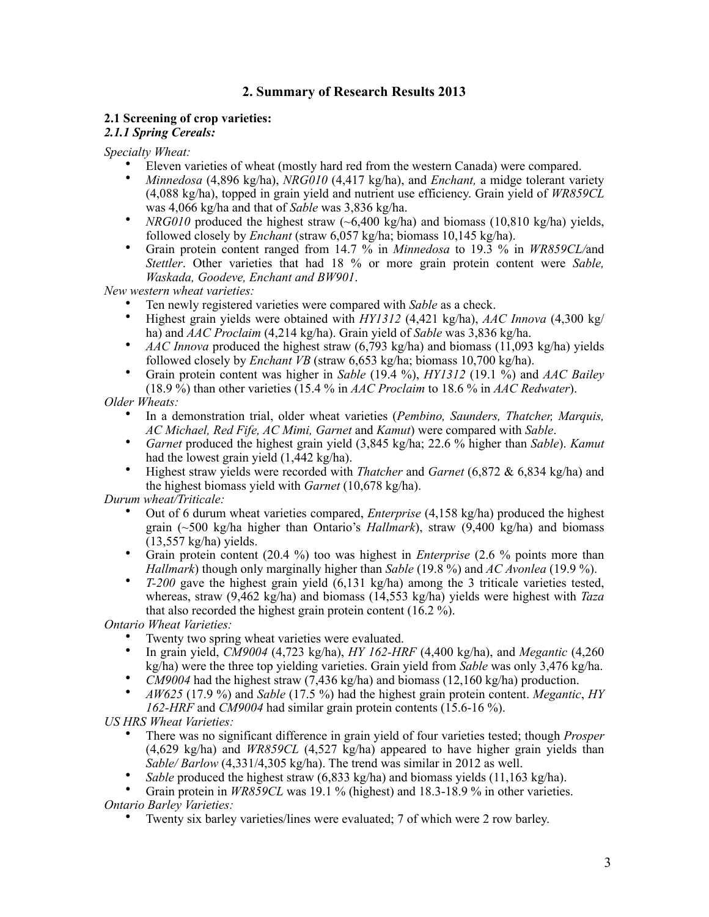## 2. Summary of Research Results 2013

### 2.1 Screening of crop varieties:

#### *2.1.1 Spring Cereals:*

*Specialty Wheat:*

- Eleven varieties of wheat (mostly hard red from the western Canada) were compared.
- *Minnedosa* (4,896 kg/ha), *NRG010* (4,417 kg/ha), and *Enchant,* a midge tolerant variety (4,088 kg/ha), topped in grain yield and nutrient use efficiency. Grain yield of *WR859CL* was 4,066 kg/ha and that of *Sable* was 3,836 kg/ha.
- *NRG010* produced the highest straw (~6,400 kg/ha) and biomass (10,810 kg/ha) yields, followed closely by *Enchant* (straw 6,057 kg/ha; biomass 10,145 kg/ha).
- Grain protein content ranged from 14.7 % in *Minnedosa* to 19.3 % in *WR859CL/*and *Stettler*. Other varieties that had 18 % or more grain protein content were *Sable, Waskada, Goodeve, Enchant and BW901*.

*New western wheat varieties:*

- Ten newly registered varieties were compared with *Sable* as a check.
- Highest grain yields were obtained with *HY1312* (4,421 kg/ha), *AAC Innova* (4,300 kg/ ha) and *AAC Proclaim* (4,214 kg/ha). Grain yield of *Sable* was 3,836 kg/ha.
- *AAC Innova* produced the highest straw (6,793 kg/ha) and biomass (11,093 kg/ha) yields followed closely by *Enchant VB* (straw 6,653 kg/ha; biomass 10,700 kg/ha).
- Grain protein content was higher in *Sable* (19.4 %), *HY1312* (19.1 %) and *AAC Bailey* (18.9 %) than other varieties (15.4 % in *AAC Proclaim* to 18.6 % in *AAC Redwater*).

*Older Wheats:*

- In a demonstration trial, older wheat varieties (*Pembino, Saunders, Thatcher, Marquis, AC Michael, Red Fife, AC Mimi, Garnet* and *Kamut*) were compared with *Sable*.
- *Garnet* produced the highest grain yield (3,845 kg/ha; 22.6 % higher than *Sable*). *Kamut* had the lowest grain yield (1,442 kg/ha).
- Highest straw yields were recorded with *Thatcher* and *Garnet* (6,872 & 6,834 kg/ha) and the highest biomass yield with *Garnet* (10,678 kg/ha).

*Durum wheat/Triticale:*

- Out of 6 durum wheat varieties compared, *Enterprise* (4,158 kg/ha) produced the highest grain (~500 kg/ha higher than Ontario's *Hallmark*), straw (9,400 kg/ha) and biomass (13,557 kg/ha) yields.
- Grain protein content (20.4 %) too was highest in *Enterprise* (2.6 % points more than *Hallmark*) though only marginally higher than *Sable* (19.8 %) and *AC Avonlea* (19.9 %).
- *T-200* gave the highest grain yield (6,131 kg/ha) among the 3 triticale varieties tested, whereas, straw (9,462 kg/ha) and biomass (14,553 kg/ha) yields were highest with *Taza* that also recorded the highest grain protein content (16.2 %).

*Ontario Wheat Varieties:*

- Twenty two spring wheat varieties were evaluated.
- In grain yield, *CM9004* (4,723 kg/ha), *HY 162-HRF* (4,400 kg/ha), and *Megantic* (4,260 kg/ha) were the three top yielding varieties. Grain yield from *Sable* was only 3,476 kg/ha.
- *CM9004* had the highest straw (7,436 kg/ha) and biomass (12,160 kg/ha) production.
- *AW625* (17.9 %) and *Sable* (17.5 %) had the highest grain protein content. *Megantic*, *HY 162-HRF* and *CM9004* had similar grain protein contents (15.6-16 %).

*US HRS Wheat Varieties:*

- There was no significant difference in grain yield of four varieties tested; though *Prosper* (4,629 kg/ha) and *WR859CL* (4,527 kg/ha) appeared to have higher grain yields than *Sable/ Barlow* (4,331/4,305 kg/ha). The trend was similar in 2012 as well.
- *Sable* produced the highest straw (6,833 kg/ha) and biomass yields (11,163 kg/ha).
- Grain protein in *WR859CL* was 19.1 % (highest) and 18.3-18.9 % in other varieties.

*Ontario Barley Varieties:*

- Twenty six barley varieties/lines were evaluated; 7 of which were 2 row barley.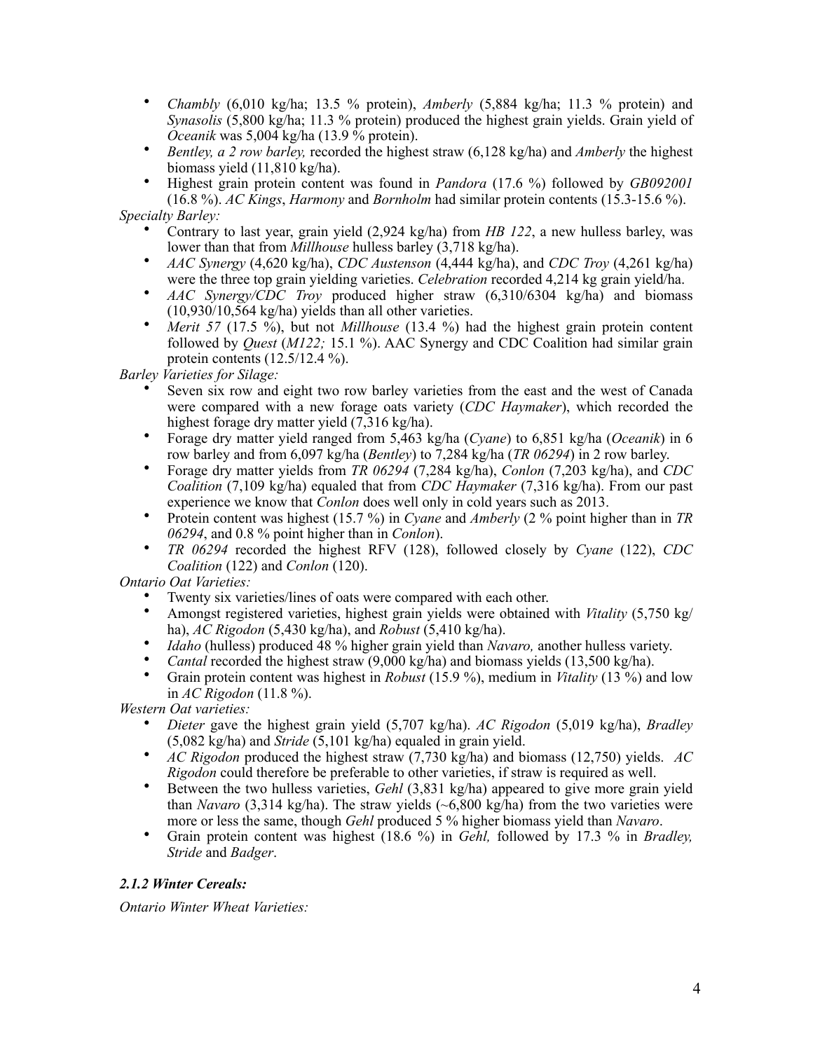- *Chambly* (6,010 kg/ha; 13.5 % protein), *Amberly* (5,884 kg/ha; 11.3 % protein) and *Synasolis* (5,800 kg/ha; 11.3 % protein) produced the highest grain yields. Grain yield of *Oceanik* was 5,004 kg/ha (13.9 % protein).
- *Bentley, a 2 row barley,* recorded the highest straw (6,128 kg/ha) and *Amberly* the highest biomass yield (11,810 kg/ha).
- Highest grain protein content was found in *Pandora* (17.6 %) followed by *GB092001* (16.8 %). *AC Kings*, *Harmony* and *Bornholm* had similar protein contents (15.3-15.6 %).

*Specialty Barley:*

- Contrary to last year, grain yield (2,924 kg/ha) from *HB 122*, a new hulless barley, was lower than that from *Millhouse* hulless barley (3,718 kg/ha).
- *AAC Synergy* (4,620 kg/ha), *CDC Austenson* (4,444 kg/ha), and *CDC Troy* (4,261 kg/ha) were the three top grain yielding varieties. *Celebration* recorded 4,214 kg grain yield/ha.
- *AAC Synergy/CDC Troy* produced higher straw (6,310/6304 kg/ha) and biomass (10,930/10,564 kg/ha) yields than all other varieties.
- *Merit 57* (17.5 %), but not *Millhouse* (13.4 %) had the highest grain protein content followed by *Quest* (*M122;* 15.1 %). AAC Synergy and CDC Coalition had similar grain protein contents (12.5/12.4 %).

*Barley Varieties for Silage:*

- Seven six row and eight two row barley varieties from the east and the west of Canada were compared with a new forage oats variety (*CDC Haymaker*), which recorded the highest forage dry matter yield (7,316 kg/ha).
- Forage dry matter yield ranged from 5,463 kg/ha (*Cyane*) to 6,851 kg/ha (*Oceanik*) in 6 row barley and from 6,097 kg/ha (*Bentley*) to 7,284 kg/ha (*TR 06294*) in 2 row barley.
- Forage dry matter yields from *TR 06294* (7,284 kg/ha), *Conlon* (7,203 kg/ha), and *CDC Coalition* (7,109 kg/ha) equaled that from *CDC Haymaker* (7,316 kg/ha). From our past experience we know that *Conlon* does well only in cold years such as 2013.
- Protein content was highest (15.7 %) in *Cyane* and *Amberly* (2 % point higher than in *TR 06294*, and 0.8 % point higher than in *Conlon*).
- *TR 06294* recorded the highest RFV (128), followed closely by *Cyane* (122), *CDC Coalition* (122) and *Conlon* (120).

*Ontario Oat Varieties:*

- Twenty six varieties/lines of oats were compared with each other.
- Amongst registered varieties, highest grain yields were obtained with *Vitality* (5,750 kg/ha), *AC Rigodon* (5,430 kg/ha), and *Robust* (5,410 kg/ha).
- *Idaho* (hulless) produced 48 % higher grain yield than *Navaro,* another hulless variety.
- *Cantal* recorded the highest straw (9,000 kg/ha) and biomass yields (13,500 kg/ha).
- Grain protein content was highest in *Robust* (15.9 %), medium in *Vitality* (13 %) and low in *AC Rigodon* (11.8 %).

*Western Oat varieties:*

- *Dieter* gave the highest grain yield (5,707 kg/ha). *AC Rigodon* (5,019 kg/ha), *Bradley* (5,082 kg/ha) and *Stride* (5,101 kg/ha) equaled in grain yield.
- *AC Rigodon* produced the highest straw (7,730 kg/ha) and biomass (12,750) yields. *AC Rigodon* could therefore be preferable to other varieties, if straw is required as well.
- Between the two hulless varieties, *Gehl* (3,831 kg/ha) appeared to give more grain yield than *Navaro* (3,314 kg/ha). The straw yields (~6,800 kg/ha) from the two varieties were more or less the same, though *Gehl* produced 5 % higher biomass yield than *Navaro*.
- Grain protein content was highest (18.6 %) in *Gehl,* followed by 17.3 % in *Bradley, Stride* and *Badger*.

### *2.1.2 Winter Cereals:*

*Ontario Winter Wheat Varieties:*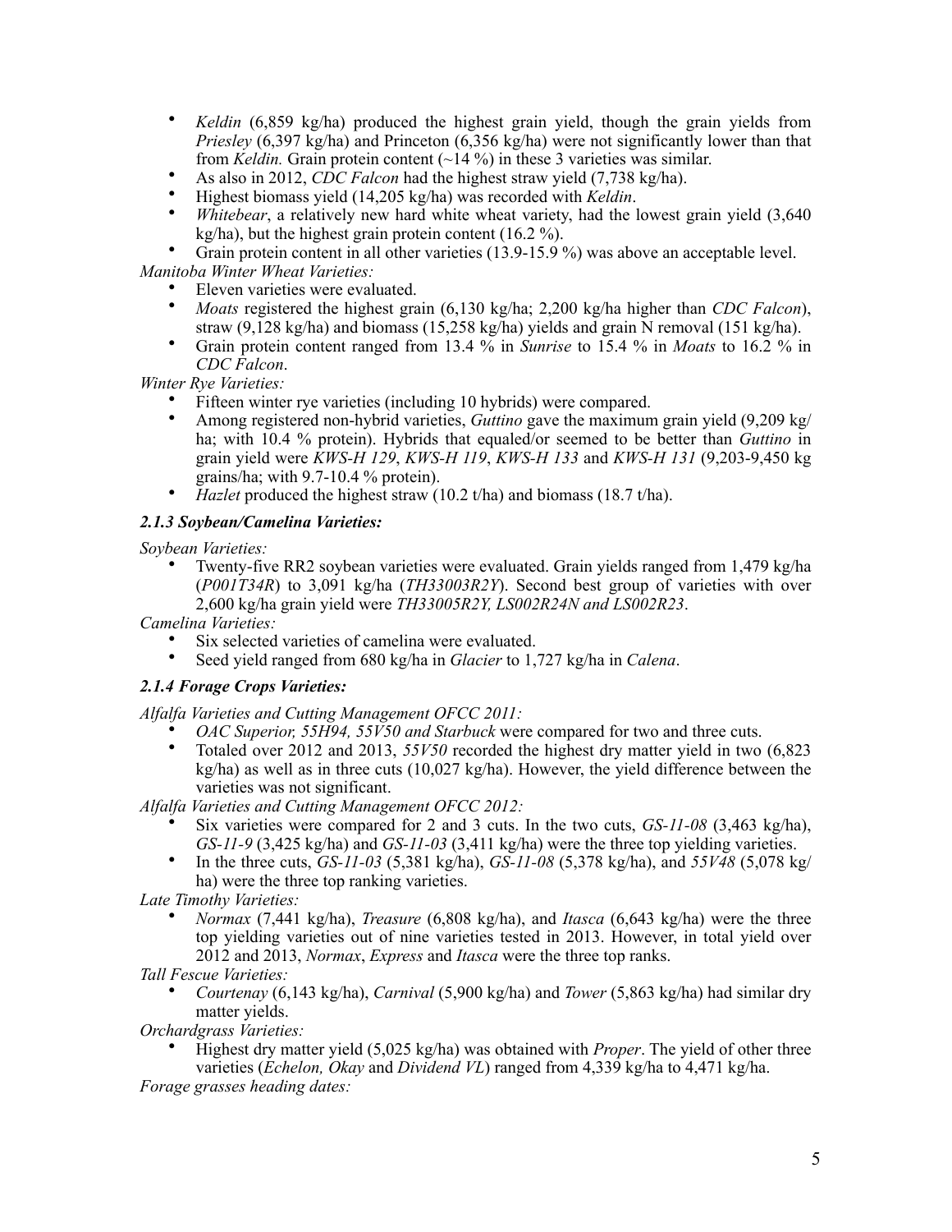- *Keldin* (6,859 kg/ha) produced the highest grain yield, though the grain yields from *Priesley* (6,397 kg/ha) and Princeton (6,356 kg/ha) were not significantly lower than that from *Keldin.* Grain protein content (~14 %) in these 3 varieties was similar.
- As also in 2012, *CDC Falcon* had the highest straw yield (7,738 kg/ha).
- Highest biomass yield (14,205 kg/ha) was recorded with *Keldin*.
- *Whitebear*, a relatively new hard white wheat variety, had the lowest grain yield (3,640 kg/ha), but the highest grain protein content (16.2 %).
- Grain protein content in all other varieties (13.9-15.9 %) was above an acceptable level.

*Manitoba Winter Wheat Varieties:*

- Eleven varieties were evaluated.
- *Moats* registered the highest grain (6,130 kg/ha; 2,200 kg/ha higher than *CDC Falcon*), straw (9,128 kg/ha) and biomass (15,258 kg/ha) yields and grain N removal (151 kg/ha).
- Grain protein content ranged from 13.4 % in *Sunrise* to 15.4 % in *Moats* to 16.2 % in *CDC Falcon*.

*Winter Rye Varieties:*

- Fifteen winter rye varieties (including 10 hybrids) were compared.
- Among registered non-hybrid varieties, *Guttino* gave the maximum grain yield (9,209 kg/ha; with 10.4 % protein). Hybrids that equaled/or seemed to be better than *Guttino* in grain yield were *KWS-H 129*, *KWS-H 119*, *KWS-H 133* and *KWS-H 131* (9,203-9,450 kg grains/ha; with 9.7-10.4 % protein).
- *Hazlet* produced the highest straw (10.2 t/ha) and biomass (18.7 t/ha).

### *2.1.3 Soybean/Camelina Varieties:*

*Soybean Varieties:*

- Twenty-five RR2 soybean varieties were evaluated. Grain yields ranged from 1,479 kg/ha (*P001T34R*) to 3,091 kg/ha (*TH33003R2Y*). Second best group of varieties with over 2,600 kg/ha grain yield were *TH33005R2Y, LS002R24N and LS002R23*.

*Camelina Varieties:*

- Six selected varieties of camelina were evaluated.
- Seed yield ranged from 680 kg/ha in *Glacier* to 1,727 kg/ha in *Calena*.

### *2.1.4 Forage Crops Varieties:*

*Alfalfa Varieties and Cutting Management OFCC 2011:*

- *OAC Superior, 55H94, 55V50 and Starbuck* were compared for two and three cuts.
- Totaled over 2012 and 2013, *55V50* recorded the highest dry matter yield in two (6,823 kg/ha) as well as in three cuts (10,027 kg/ha). However, the yield difference between the varieties was not significant.

*Alfalfa Varieties and Cutting Management OFCC 2012:*

- Six varieties were compared for 2 and 3 cuts. In the two cuts, *GS-11-08* (3,463 kg/ha), *GS-11-9* (3,425 kg/ha) and *GS-11-03* (3,411 kg/ha) were the three top yielding varieties.
- In the three cuts, *GS-11-03* (5,381 kg/ha), *GS-11-08* (5,378 kg/ha), and *55V48* (5,078 kg/ha) were the three top ranking varieties.

*Late Timothy Varieties:*

- *Normax* (7,441 kg/ha), *Treasure* (6,808 kg/ha), and *Itasca* (6,643 kg/ha) were the three top yielding varieties out of nine varieties tested in 2013. However, in total yield over 2012 and 2013, *Normax*, *Express* and *Itasca* were the three top ranks.

*Tall Fescue Varieties:*

- *Courtenay* (6,143 kg/ha), *Carnival* (5,900 kg/ha) and *Tower* (5,863 kg/ha) had similar dry matter yields.

*Orchardgrass Varieties:*

- Highest dry matter yield (5,025 kg/ha) was obtained with *Proper*. The yield of other three varieties (*Echelon, Okay* and *Dividend VL*) ranged from 4,339 kg/ha to 4,471 kg/ha.

*Forage grasses heading dates:*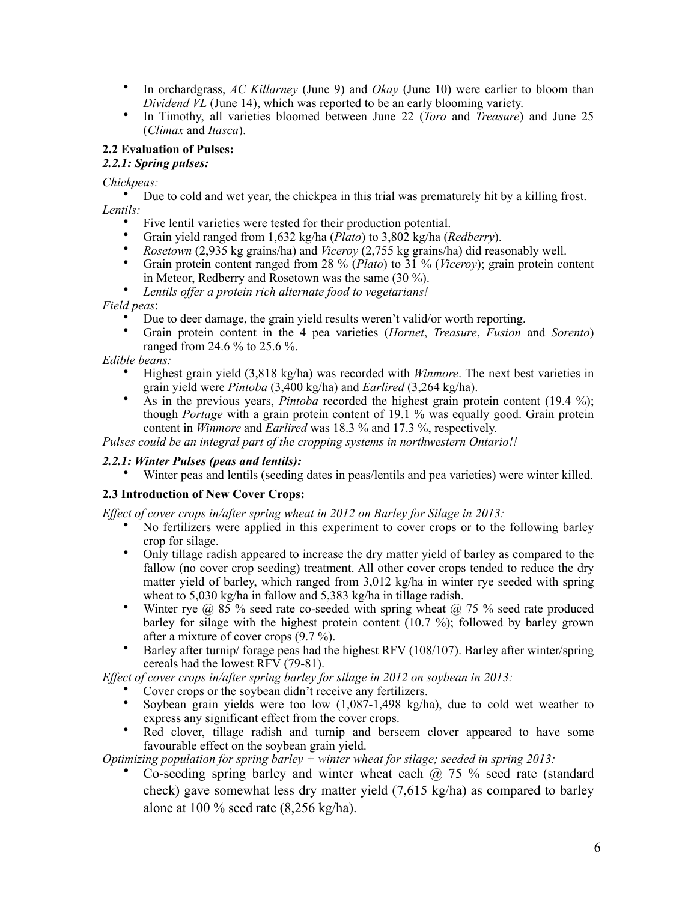- In orchardgrass, *AC Killarney* (June 9) and *Okay* (June 10) were earlier to bloom than *Dividend VL* (June 14), which was reported to be an early blooming variety.
- In Timothy, all varieties bloomed between June 22 (*Toro* and *Treasure*) and June 25 (*Climax* and *Itasca*).

### 2.2 Evaluation of Pulses:

#### *2.2.1: Spring pulses:*

*Chickpeas:*

- Due to cold and wet year, the chickpea in this trial was prematurely hit by a killing frost.

*Lentils:*

- Five lentil varieties were tested for their production potential.
- Grain yield ranged from 1,632 kg/ha (*Plato*) to 3,802 kg/ha (*Redberry*).
- *Rosetown* (2,935 kg grains/ha) and *Viceroy* (2,755 kg grains/ha) did reasonably well.
- Grain protein content ranged from 28 % (*Plato*) to 31 % (*Viceroy*); grain protein content in Meteor, Redberry and Rosetown was the same (30 %).
- *Lentils offer a protein rich alternate food to vegetarians!*

*Field peas*:

- Due to deer damage, the grain yield results weren't valid/or worth reporting.
- Grain protein content in the 4 pea varieties (*Hornet*, *Treasure*, *Fusion* and *Sorento*) ranged from 24.6 % to 25.6 %.

*Edible beans:*

- Highest grain yield (3,818 kg/ha) was recorded with *Winmore*. The next best varieties in grain yield were *Pintoba* (3,400 kg/ha) and *Earlired* (3,264 kg/ha).
- As in the previous years, *Pintoba* recorded the highest grain protein content (19.4 %); though *Portage* with a grain protein content of 19.1 % was equally good. Grain protein content in *Winmore* and *Earlired* was 18.3 % and 17.3 %, respectively.

*Pulses could be an integral part of the cropping systems in northwestern Ontario!!*

#### *2.2.1: Winter Pulses (peas and lentils):*

- Winter peas and lentils (seeding dates in peas/lentils and pea varieties) were winter killed.

### 2.3 Introduction of New Cover Crops:

*Effect of cover crops in/after spring wheat in 2012 on Barley for Silage in 2013:*

- No fertilizers were applied in this experiment to cover crops or to the following barley crop for silage.
- Only tillage radish appeared to increase the dry matter yield of barley as compared to the fallow (no cover crop seeding) treatment. All other cover crops tended to reduce the dry matter yield of barley, which ranged from 3,012 kg/ha in winter rye seeded with spring wheat to 5,030 kg/ha in fallow and 5,383 kg/ha in tillage radish.
- Winter rye @ 85 % seed rate co-seeded with spring wheat @ 75 % seed rate produced barley for silage with the highest protein content (10.7 %); followed by barley grown after a mixture of cover crops (9.7 %).
- Barley after turnip/ forage peas had the highest RFV (108/107). Barley after winter/spring cereals had the lowest RFV (79-81).

*Effect of cover crops in/after spring barley for silage in 2012 on soybean in 2013:*

- Cover crops or the soybean didn't receive any fertilizers.
- Soybean grain yields were too low (1,087-1,498 kg/ha), due to cold wet weather to express any significant effect from the cover crops.
- Red clover, tillage radish and turnip and berseem clover appeared to have some favourable effect on the soybean grain yield.

*Optimizing population for spring barley + winter wheat for silage; seeded in spring 2013:*

- Co-seeding spring barley and winter wheat each @ 75 % seed rate (standard check) gave somewhat less dry matter yield (7,615 kg/ha) as compared to barley alone at 100 % seed rate (8,256 kg/ha).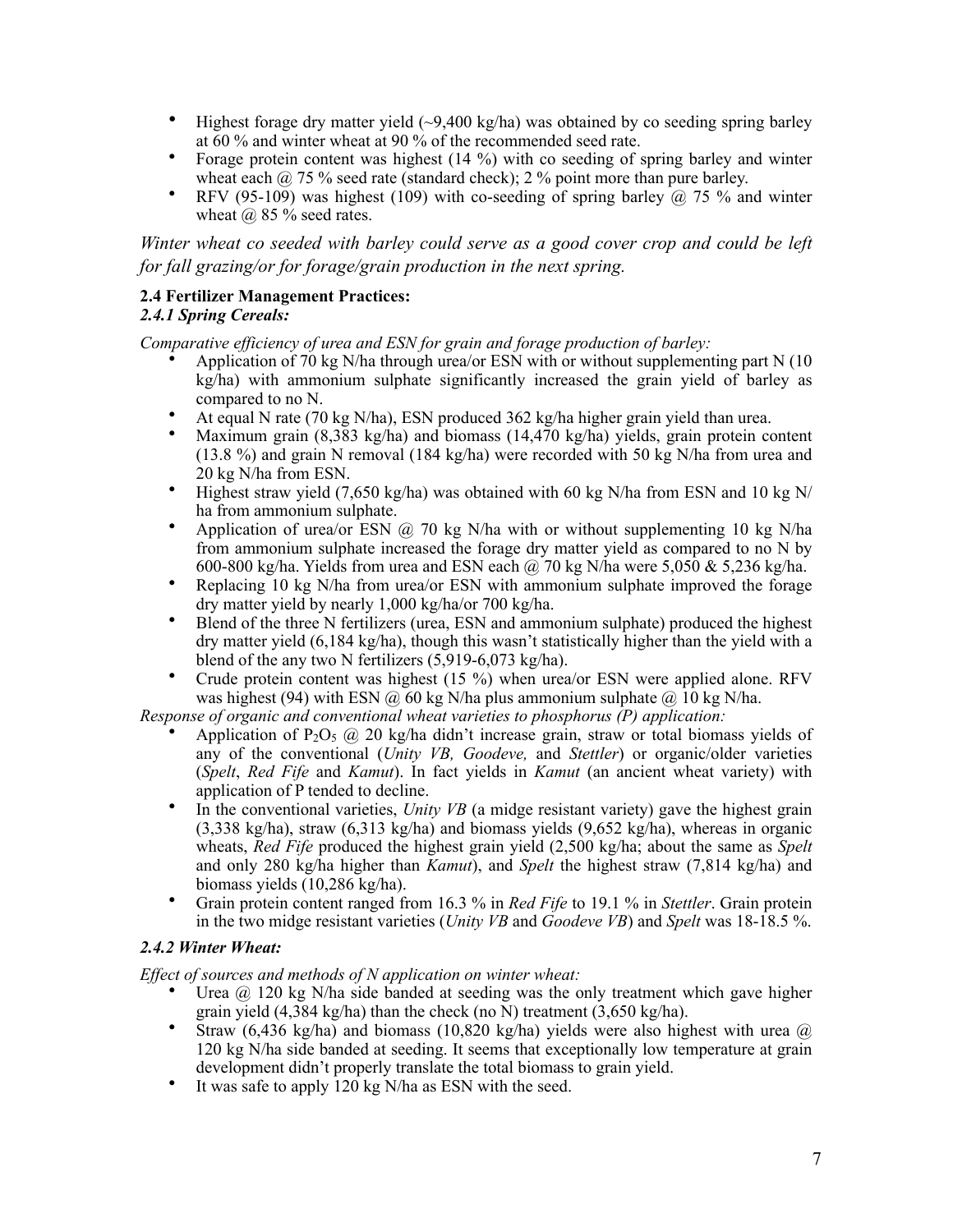- Highest forage dry matter yield (~9,400 kg/ha) was obtained by co seeding spring barley at 60 % and winter wheat at 90 % of the recommended seed rate.
- Forage protein content was highest (14 %) with co seeding of spring barley and winter wheat each @ 75 % seed rate (standard check); 2 % point more than pure barley.
- RFV (95-109) was highest (109) with co-seeding of spring barley @ 75 % and winter wheat @ 85 % seed rates.

*Winter wheat co seeded with barley could serve as a good cover crop and could be left for fall grazing/or for forage/grain production in the next spring.*

### 2.4 Fertilizer Management Practices:

#### *2.4.1 Spring Cereals:*

*Comparative efficiency of urea and ESN for grain and forage production of barley:*

- Application of 70 kg N/ha through urea/or ESN with or without supplementing part N (10 kg/ha) with ammonium sulphate significantly increased the grain yield of barley as compared to no N.
- At equal N rate (70 kg N/ha), ESN produced 362 kg/ha higher grain yield than urea.
- Maximum grain (8,383 kg/ha) and biomass (14,470 kg/ha) yields, grain protein content (13.8 %) and grain N removal (184 kg/ha) were recorded with 50 kg N/ha from urea and 20 kg N/ha from ESN.
- Highest straw yield (7,650 kg/ha) was obtained with 60 kg N/ha from ESN and 10 kg N/ha from ammonium sulphate.
- Application of urea/or ESN @ 70 kg N/ha with or without supplementing 10 kg N/ha from ammonium sulphate increased the forage dry matter yield as compared to no N by 600-800 kg/ha. Yields from urea and ESN each @ 70 kg N/ha were 5,050 & 5,236 kg/ha.
- Replacing 10 kg N/ha from urea/or ESN with ammonium sulphate improved the forage dry matter yield by nearly 1,000 kg/ha/or 700 kg/ha.
- Blend of the three N fertilizers (urea, ESN and ammonium sulphate) produced the highest dry matter yield (6,184 kg/ha), though this wasn't statistically higher than the yield with a blend of the any two N fertilizers (5,919-6,073 kg/ha).
- Crude protein content was highest (15 %) when urea/or ESN were applied alone. RFV was highest (94) with ESN @ 60 kg N/ha plus ammonium sulphate @ 10 kg N/ha.

*Response of organic and conventional wheat varieties to phosphorus (P) application:*

- Application of $P_2O_5$ @ 20 kg/ha didn't increase grain, straw or total biomass yields of any of the conventional (*Unity VB, Goodeve,* and *Stettler*) or organic/older varieties (*Spelt*, *Red Fife* and *Kamut*). In fact yields in *Kamut* (an ancient wheat variety) with application of P tended to decline.
- In the conventional varieties, *Unity VB* (a midge resistant variety) gave the highest grain (3,338 kg/ha), straw (6,313 kg/ha) and biomass yields (9,652 kg/ha), whereas in organic wheats, *Red Fife* produced the highest grain yield (2,500 kg/ha; about the same as *Spelt* and only 280 kg/ha higher than *Kamut*), and *Spelt* the highest straw (7,814 kg/ha) and biomass yields (10,286 kg/ha).
- Grain protein content ranged from 16.3 % in *Red Fife* to 19.1 % in *Stettler*. Grain protein in the two midge resistant varieties (*Unity VB* and *Goodeve VB*) and *Spelt* was 18-18.5 %.

#### *2.4.2 Winter Wheat:*

*Effect of sources and methods of N application on winter wheat:*

- Urea @ 120 kg N/ha side banded at seeding was the only treatment which gave higher grain yield (4,384 kg/ha) than the check (no N) treatment (3,650 kg/ha).
- Straw (6,436 kg/ha) and biomass (10,820 kg/ha) yields were also highest with urea @ 120 kg N/ha side banded at seeding. It seems that exceptionally low temperature at grain development didn't properly translate the total biomass to grain yield.
- It was safe to apply 120 kg N/ha as ESN with the seed.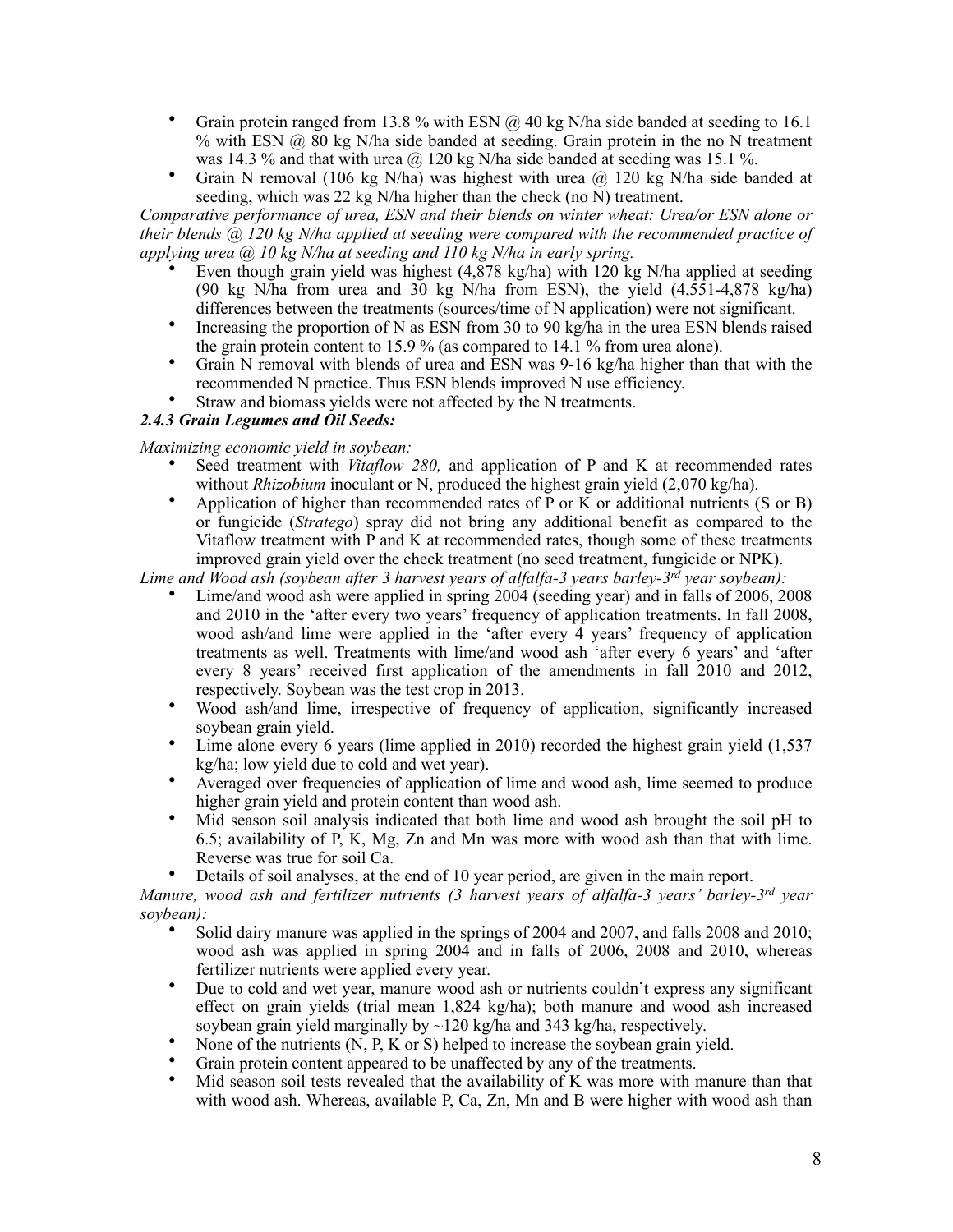- Grain protein ranged from 13.8 % with ESN @ 40 kg N/ha side banded at seeding to 16.1 % with ESN @ 80 kg N/ha side banded at seeding. Grain protein in the no N treatment was 14.3 % and that with urea @ 120 kg N/ha side banded at seeding was 15.1 %.
- Grain N removal (106 kg N/ha) was highest with urea @ 120 kg N/ha side banded at seeding, which was 22 kg N/ha higher than the check (no N) treatment.

*Comparative performance of urea, ESN and their blends on winter wheat: Urea/or ESN alone or their blends @ 120 kg N/ha applied at seeding were compared with the recommended practice of applying urea @ 10 kg N/ha at seeding and 110 kg N/ha in early spring.*

- Even though grain yield was highest (4,878 kg/ha) with 120 kg N/ha applied at seeding (90 kg N/ha from urea and 30 kg N/ha from ESN), the yield (4,551-4,878 kg/ha) differences between the treatments (sources/time of N application) were not significant.
- Increasing the proportion of N as ESN from 30 to 90 kg/ha in the urea ESN blends raised the grain protein content to 15.9 % (as compared to 14.1 % from urea alone).
- Grain N removal with blends of urea and ESN was 9-16 kg/ha higher than that with the recommended N practice. Thus ESN blends improved N use efficiency.
- Straw and biomass yields were not affected by the N treatments.

### *2.4.3 Grain Legumes and Oil Seeds:*

*Maximizing economic yield in soybean:*

- Seed treatment with *Vitaflow 280,* and application of P and K at recommended rates without *Rhizobium* inoculant or N, produced the highest grain yield (2,070 kg/ha).
- Application of higher than recommended rates of P or K or additional nutrients (S or B) or fungicide (*Stratego*) spray did not bring any additional benefit as compared to the Vitaflow treatment with P and K at recommended rates, though some of these treatments improved grain yield over the check treatment (no seed treatment, fungicide or NPK).

*Lime and Wood ash (soybean after 3 harvest years of alfalfa-3 years barley-3rd year soybean):*

- Lime/and wood ash were applied in spring 2004 (seeding year) and in falls of 2006, 2008 and 2010 in the 'after every two years' frequency of application treatments. In fall 2008, wood ash/and lime were applied in the 'after every 4 years' frequency of application treatments as well. Treatments with lime/and wood ash 'after every 6 years' and 'after every 8 years' received first application of the amendments in fall 2010 and 2012, respectively. Soybean was the test crop in 2013.
- Wood ash/and lime, irrespective of frequency of application, significantly increased soybean grain yield.
- Lime alone every 6 years (lime applied in 2010) recorded the highest grain yield (1,537 kg/ha; low yield due to cold and wet year).
- Averaged over frequencies of application of lime and wood ash, lime seemed to produce higher grain yield and protein content than wood ash.
- Mid season soil analysis indicated that both lime and wood ash brought the soil pH to 6.5; availability of P, K, Mg, Zn and Mn was more with wood ash than that with lime. Reverse was true for soil Ca.
- Details of soil analyses, at the end of 10 year period, are given in the main report.

*Manure, wood ash and fertilizer nutrients (3 harvest years of alfalfa-3 years' barley-3rd year soybean):*

- Solid dairy manure was applied in the springs of 2004 and 2007, and falls 2008 and 2010; wood ash was applied in spring 2004 and in falls of 2006, 2008 and 2010, whereas fertilizer nutrients were applied every year.
- Due to cold and wet year, manure wood ash or nutrients couldn't express any significant effect on grain yields (trial mean 1,824 kg/ha); both manure and wood ash increased soybean grain yield marginally by ~120 kg/ha and 343 kg/ha, respectively.
- None of the nutrients (N, P, K or S) helped to increase the soybean grain yield.
- Grain protein content appeared to be unaffected by any of the treatments.
- Mid season soil tests revealed that the availability of K was more with manure than that with wood ash. Whereas, available P, Ca, Zn, Mn and B were higher with wood ash than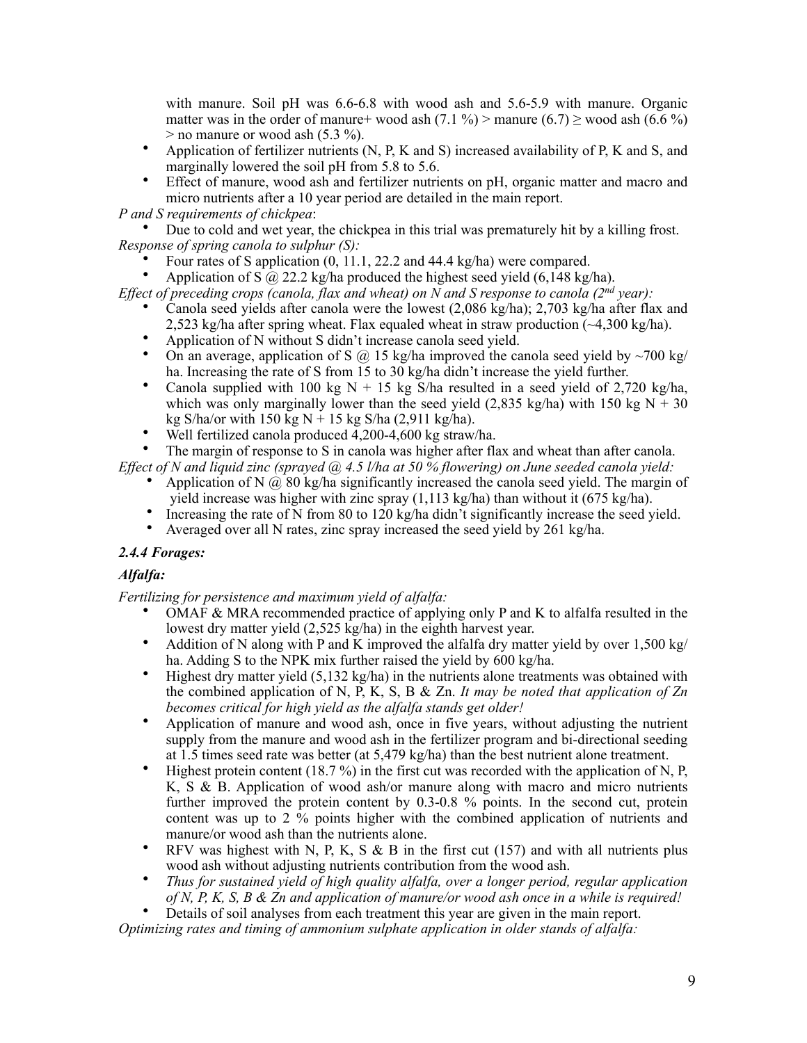with manure. Soil pH was 6.6-6.8 with wood ash and 5.6-5.9 with manure. Organic matter was in the order of manure+ wood ash (7.1 %) > manure (6.7) ≥ wood ash (6.6 %) > no manure or wood ash (5.3 %).

- Application of fertilizer nutrients (N, P, K and S) increased availability of P, K and S, and marginally lowered the soil pH from 5.8 to 5.6.
- Effect of manure, wood ash and fertilizer nutrients on pH, organic matter and macro and micro nutrients after a 10 year period are detailed in the main report.

*P and S requirements of chickpea*:

- Due to cold and wet year, the chickpea in this trial was prematurely hit by a killing frost.

*Response of spring canola to sulphur (S):*

- Four rates of S application (0, 11.1, 22.2 and 44.4 kg/ha) were compared.
- Application of S @ 22.2 kg/ha produced the highest seed yield (6,148 kg/ha).

*Effect of preceding crops (canola, flax and wheat) on N and S response to canola (2nd year):*

- Canola seed yields after canola were the lowest (2,086 kg/ha); 2,703 kg/ha after flax and 2,523 kg/ha after spring wheat. Flax equaled wheat in straw production (~4,300 kg/ha).
- Application of N without S didn't increase canola seed yield.
- On an average, application of S @ 15 kg/ha improved the canola seed yield by ~700 kg/ha. Increasing the rate of S from 15 to 30 kg/ha didn't increase the yield further.
- Canola supplied with 100 kg N + 15 kg S/ha resulted in a seed yield of 2,720 kg/ha, which was only marginally lower than the seed yield (2,835 kg/ha) with 150 kg N + 30 kg S/ha/or with 150 kg N + 15 kg S/ha (2,911 kg/ha).
- Well fertilized canola produced 4,200-4,600 kg straw/ha.
- The margin of response to S in canola was higher after flax and wheat than after canola.

*Effect of N and liquid zinc (sprayed @ 4.5 l/ha at 50 % flowering) on June seeded canola yield:*

- Application of N @ 80 kg/ha significantly increased the canola seed yield. The margin of yield increase was higher with zinc spray (1,113 kg/ha) than without it (675 kg/ha).
- Increasing the rate of N from 80 to 120 kg/ha didn't significantly increase the seed yield.
- Averaged over all N rates, zinc spray increased the seed yield by 261 kg/ha.

### *2.4.4 Forages:*

#### *Alfalfa:*

*Fertilizing for persistence and maximum yield of alfalfa:*

- OMAF & MRA recommended practice of applying only P and K to alfalfa resulted in the lowest dry matter yield (2,525 kg/ha) in the eighth harvest year.
- Addition of N along with P and K improved the alfalfa dry matter yield by over 1,500 kg/ha. Adding S to the NPK mix further raised the yield by 600 kg/ha.
- Highest dry matter yield (5,132 kg/ha) in the nutrients alone treatments was obtained with the combined application of N, P, K, S, B & Zn. *It may be noted that application of Zn becomes critical for high yield as the alfalfa stands get older!*
- Application of manure and wood ash, once in five years, without adjusting the nutrient supply from the manure and wood ash in the fertilizer program and bi-directional seeding at 1.5 times seed rate was better (at 5,479 kg/ha) than the best nutrient alone treatment.
- Highest protein content (18.7 %) in the first cut was recorded with the application of N, P, K, S & B. Application of wood ash/or manure along with macro and micro nutrients further improved the protein content by 0.3-0.8 % points. In the second cut, protein content was up to 2 % points higher with the combined application of nutrients and manure/or wood ash than the nutrients alone.
- RFV was highest with N, P, K, S & B in the first cut (157) and with all nutrients plus wood ash without adjusting nutrients contribution from the wood ash.
- *Thus for sustained yield of high quality alfalfa, over a longer period, regular application of N, P, K, S, B & Zn and application of manure/or wood ash once in a while is required!*
- Details of soil analyses from each treatment this year are given in the main report.

*Optimizing rates and timing of ammonium sulphate application in older stands of alfalfa:*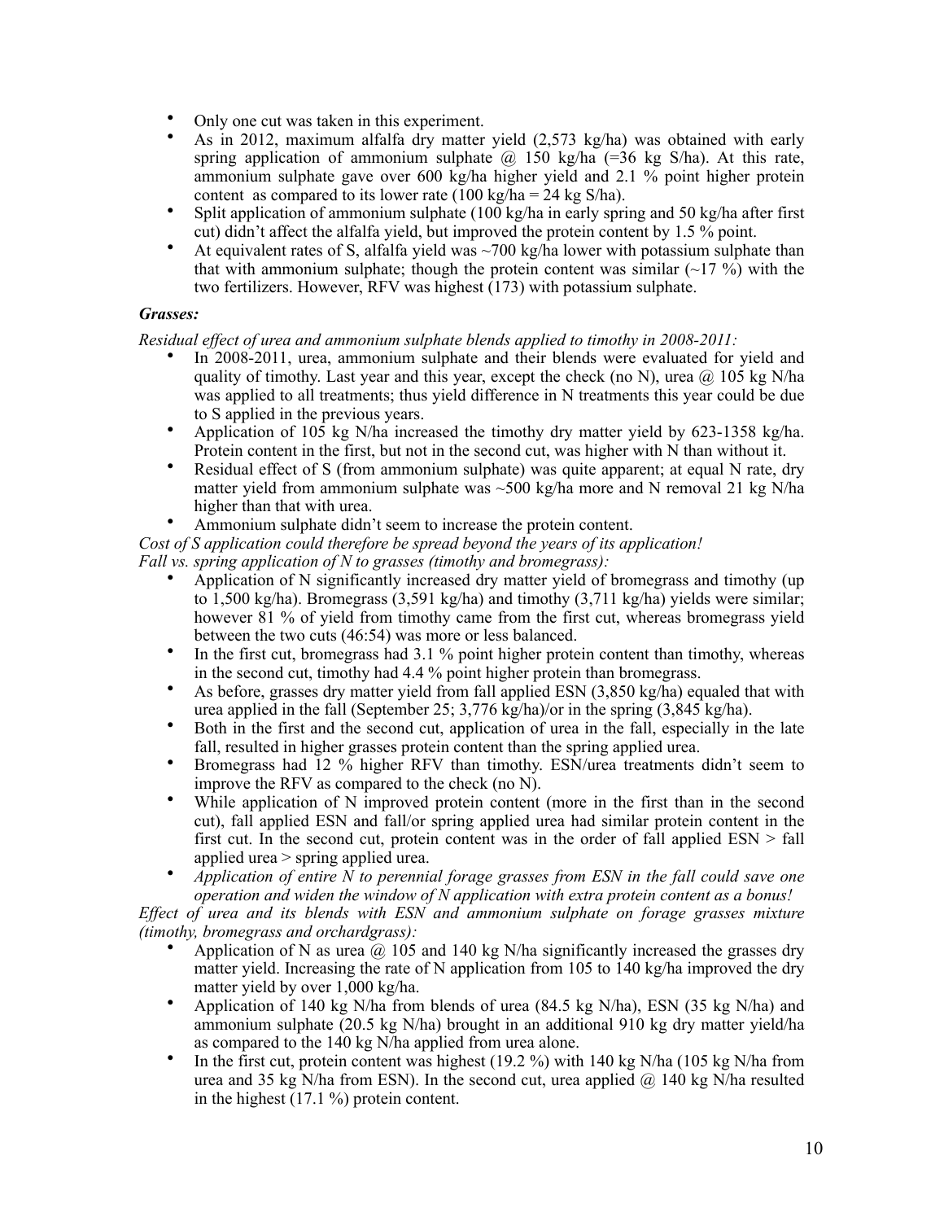- Only one cut was taken in this experiment.
- As in 2012, maximum alfalfa dry matter yield (2,573 kg/ha) was obtained with early spring application of ammonium sulphate @ 150 kg/ha (=36 kg S/ha). At this rate, ammonium sulphate gave over 600 kg/ha higher yield and 2.1 % point higher protein content as compared to its lower rate (100 kg/ha = 24 kg S/ha).
- Split application of ammonium sulphate (100 kg/ha in early spring and 50 kg/ha after first cut) didn't affect the alfalfa yield, but improved the protein content by 1.5 % point.
- At equivalent rates of S, alfalfa yield was ~700 kg/ha lower with potassium sulphate than that with ammonium sulphate; though the protein content was similar (~17 %) with the two fertilizers. However, RFV was highest (173) with potassium sulphate.

***Grasses:***

*Residual effect of urea and ammonium sulphate blends applied to timothy in 2008-2011:*

- In 2008-2011, urea, ammonium sulphate and their blends were evaluated for yield and quality of timothy. Last year and this year, except the check (no N), urea @ 105 kg N/ha was applied to all treatments; thus yield difference in N treatments this year could be due to S applied in the previous years.
- Application of 105 kg N/ha increased the timothy dry matter yield by 623-1358 kg/ha. Protein content in the first, but not in the second cut, was higher with N than without it.
- Residual effect of S (from ammonium sulphate) was quite apparent; at equal N rate, dry matter yield from ammonium sulphate was ~500 kg/ha more and N removal 21 kg N/ha higher than that with urea.
- Ammonium sulphate didn't seem to increase the protein content.

*Cost of S application could therefore be spread beyond the years of its application!*

*Fall vs. spring application of N to grasses (timothy and bromegrass):*

- Application of N significantly increased dry matter yield of bromegrass and timothy (up to 1,500 kg/ha). Bromegrass (3,591 kg/ha) and timothy (3,711 kg/ha) yields were similar; however 81 % of yield from timothy came from the first cut, whereas bromegrass yield between the two cuts (46:54) was more or less balanced.
- In the first cut, bromegrass had 3.1 % point higher protein content than timothy, whereas in the second cut, timothy had 4.4 % point higher protein than bromegrass.
- As before, grasses dry matter yield from fall applied ESN (3,850 kg/ha) equaled that with urea applied in the fall (September 25; 3,776 kg/ha)/or in the spring (3,845 kg/ha).
- Both in the first and the second cut, application of urea in the fall, especially in the late fall, resulted in higher grasses protein content than the spring applied urea.
- Bromegrass had 12 % higher RFV than timothy. ESN/urea treatments didn't seem to improve the RFV as compared to the check (no N).
- While application of N improved protein content (more in the first than in the second cut), fall applied ESN and fall/or spring applied urea had similar protein content in the first cut. In the second cut, protein content was in the order of fall applied ESN > fall applied urea > spring applied urea.
- *Application of entire N to perennial forage grasses from ESN in the fall could save one operation and widen the window of N application with extra protein content as a bonus!*

*Effect of urea and its blends with ESN and ammonium sulphate on forage grasses mixture (timothy, bromegrass and orchardgrass):*

- Application of N as urea @ 105 and 140 kg N/ha significantly increased the grasses dry matter yield. Increasing the rate of N application from 105 to 140 kg/ha improved the dry matter yield by over 1,000 kg/ha.
- Application of 140 kg N/ha from blends of urea (84.5 kg N/ha), ESN (35 kg N/ha) and ammonium sulphate (20.5 kg N/ha) brought in an additional 910 kg dry matter yield/ha as compared to the 140 kg N/ha applied from urea alone.
- In the first cut, protein content was highest (19.2 %) with 140 kg N/ha (105 kg N/ha from urea and 35 kg N/ha from ESN). In the second cut, urea applied @ 140 kg N/ha resulted in the highest (17.1 %) protein content.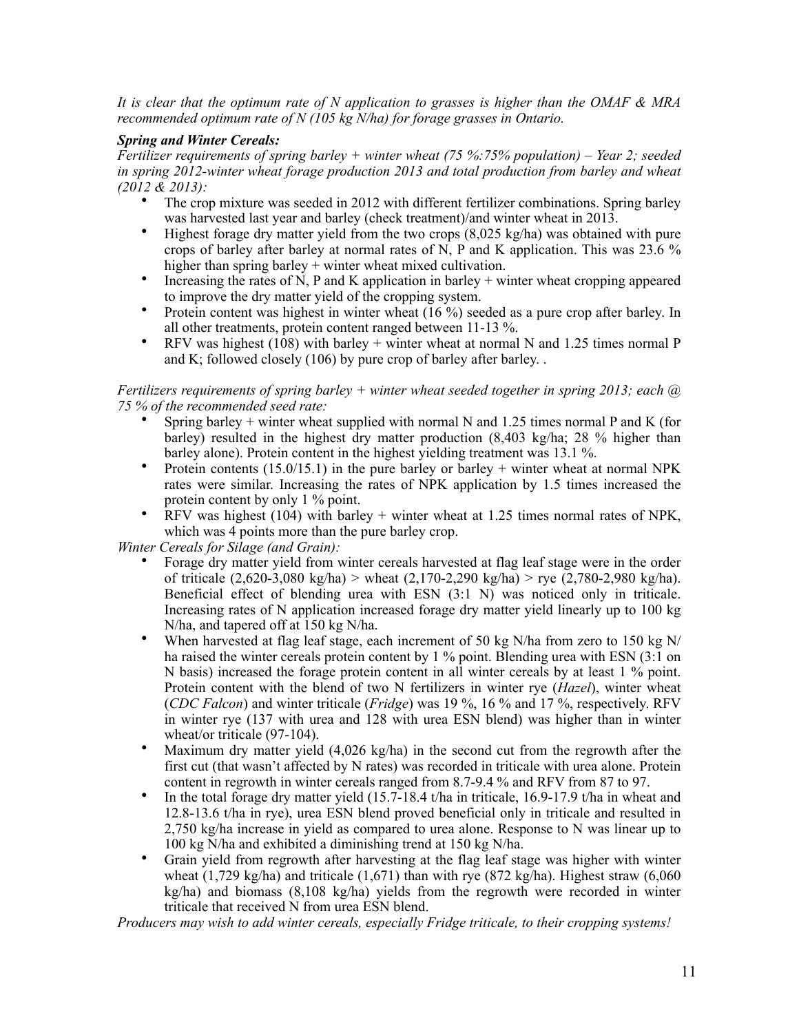*It is clear that the optimum rate of N application to grasses is higher than the OMAF & MRA recommended optimum rate of N (105 kg N/ha) for forage grasses in Ontario.*

***Spring and Winter Cereals:***

*Fertilizer requirements of spring barley + winter wheat (75 %:75% population) – Year 2; seeded in spring 2012-winter wheat forage production 2013 and total production from barley and wheat (2012 & 2013):*

- The crop mixture was seeded in 2012 with different fertilizer combinations. Spring barley was harvested last year and barley (check treatment)/and winter wheat in 2013.
- Highest forage dry matter yield from the two crops (8,025 kg/ha) was obtained with pure crops of barley after barley at normal rates of N, P and K application. This was 23.6 % higher than spring barley + winter wheat mixed cultivation.
- Increasing the rates of N, P and K application in barley + winter wheat cropping appeared to improve the dry matter yield of the cropping system.
- Protein content was highest in winter wheat (16 %) seeded as a pure crop after barley. In all other treatments, protein content ranged between 11-13 %.
- RFV was highest (108) with barley + winter wheat at normal N and 1.25 times normal P and K; followed closely (106) by pure crop of barley after barley. .

*Fertilizers requirements of spring barley + winter wheat seeded together in spring 2013; each @ 75 % of the recommended seed rate:*

- Spring barley + winter wheat supplied with normal N and 1.25 times normal P and K (for barley) resulted in the highest dry matter production (8,403 kg/ha; 28 % higher than barley alone). Protein content in the highest yielding treatment was 13.1 %.
- Protein contents (15.0/15.1) in the pure barley or barley + winter wheat at normal NPK rates were similar. Increasing the rates of NPK application by 1.5 times increased the protein content by only 1 % point.
- RFV was highest (104) with barley + winter wheat at 1.25 times normal rates of NPK, which was 4 points more than the pure barley crop.

*Winter Cereals for Silage (and Grain):*

- Forage dry matter yield from winter cereals harvested at flag leaf stage were in the order of triticale (2,620-3,080 kg/ha) > wheat (2,170-2,290 kg/ha) > rye (2,780-2,980 kg/ha). Beneficial effect of blending urea with ESN (3:1 N) was noticed only in triticale. Increasing rates of N application increased forage dry matter yield linearly up to 100 kg N/ha, and tapered off at 150 kg N/ha.
- When harvested at flag leaf stage, each increment of 50 kg N/ha from zero to 150 kg N/ha raised the winter cereals protein content by 1 % point. Blending urea with ESN (3:1 on N basis) increased the forage protein content in all winter cereals by at least 1 % point. Protein content with the blend of two N fertilizers in winter rye (*Hazel*), winter wheat (*CDC Falcon*) and winter triticale (*Fridge*) was 19 %, 16 % and 17 %, respectively. RFV in winter rye (137 with urea and 128 with urea ESN blend) was higher than in winter wheat/or triticale (97-104).
- Maximum dry matter yield (4,026 kg/ha) in the second cut from the regrowth after the first cut (that wasn't affected by N rates) was recorded in triticale with urea alone. Protein content in regrowth in winter cereals ranged from 8.7-9.4 % and RFV from 87 to 97.
- In the total forage dry matter yield (15.7-18.4 t/ha in triticale, 16.9-17.9 t/ha in wheat and 12.8-13.6 t/ha in rye), urea ESN blend proved beneficial only in triticale and resulted in 2,750 kg/ha increase in yield as compared to urea alone. Response to N was linear up to 100 kg N/ha and exhibited a diminishing trend at 150 kg N/ha.
- Grain yield from regrowth after harvesting at the flag leaf stage was higher with winter wheat (1,729 kg/ha) and triticale (1,671) than with rye (872 kg/ha). Highest straw (6,060 kg/ha) and biomass (8,108 kg/ha) yields from the regrowth were recorded in winter triticale that received N from urea ESN blend.

*Producers may wish to add winter cereals, especially Fridge triticale, to their cropping systems!*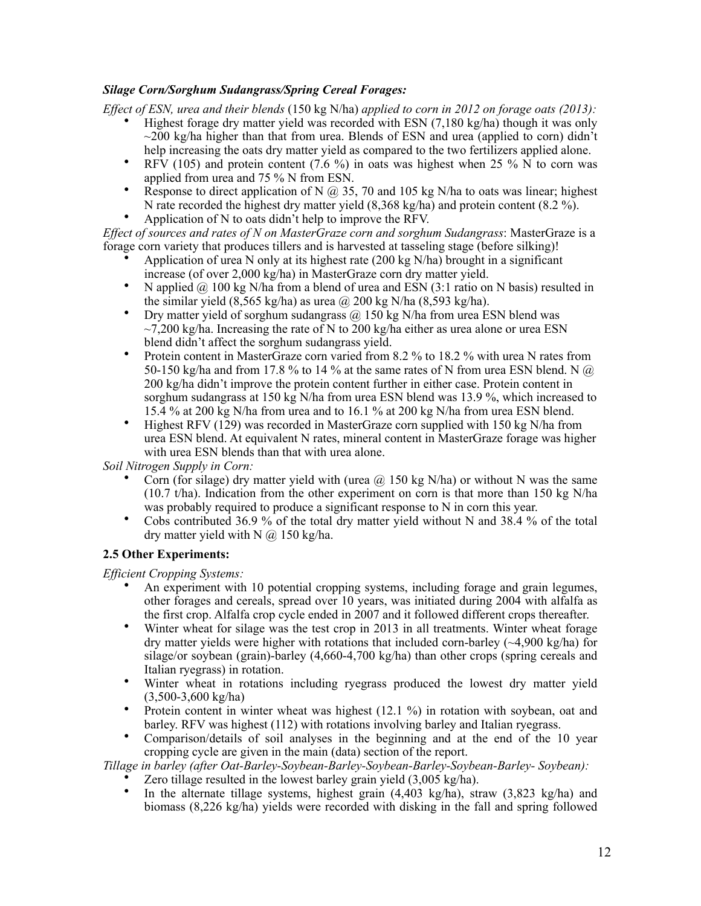***Silage Corn/Sorghum Sudangrass/Spring Cereal Forages:***

*Effect of ESN, urea and their blends* (150 kg N/ha) *applied to corn in 2012 on forage oats (2013):*

- Highest forage dry matter yield was recorded with ESN (7,180 kg/ha) though it was only ~200 kg/ha higher than that from urea. Blends of ESN and urea (applied to corn) didn't help increasing the oats dry matter yield as compared to the two fertilizers applied alone.
- RFV (105) and protein content (7.6 %) in oats was highest when 25 % N to corn was applied from urea and 75 % N from ESN.
- Response to direct application of N @ 35, 70 and 105 kg N/ha to oats was linear; highest N rate recorded the highest dry matter yield (8,368 kg/ha) and protein content (8.2 %).
- Application of N to oats didn't help to improve the RFV.

*Effect of sources and rates of N on MasterGraze corn and sorghum Sudangrass*: MasterGraze is a forage corn variety that produces tillers and is harvested at tasseling stage (before silking)!

- Application of urea N only at its highest rate (200 kg N/ha) brought in a significant increase (of over 2,000 kg/ha) in MasterGraze corn dry matter yield.
- N applied @ 100 kg N/ha from a blend of urea and ESN (3:1 ratio on N basis) resulted in the similar yield (8,565 kg/ha) as urea @ 200 kg N/ha (8,593 kg/ha).
- Dry matter yield of sorghum sudangrass @ 150 kg N/ha from urea ESN blend was ~7,200 kg/ha. Increasing the rate of N to 200 kg/ha either as urea alone or urea ESN blend didn't affect the sorghum sudangrass yield.
- Protein content in MasterGraze corn varied from 8.2 % to 18.2 % with urea N rates from 50-150 kg/ha and from 17.8 % to 14 % at the same rates of N from urea ESN blend. N @ 200 kg/ha didn't improve the protein content further in either case. Protein content in sorghum sudangrass at 150 kg N/ha from urea ESN blend was 13.9 %, which increased to 15.4 % at 200 kg N/ha from urea and to 16.1 % at 200 kg N/ha from urea ESN blend.
- Highest RFV (129) was recorded in MasterGraze corn supplied with 150 kg N/ha from urea ESN blend. At equivalent N rates, mineral content in MasterGraze forage was higher with urea ESN blends than that with urea alone.

*Soil Nitrogen Supply in Corn:*

- Corn (for silage) dry matter yield with (urea @ 150 kg N/ha) or without N was the same (10.7 t/ha). Indication from the other experiment on corn is that more than 150 kg N/ha was probably required to produce a significant response to N in corn this year.
- Cobs contributed 36.9 % of the total dry matter yield without N and 38.4 % of the total dry matter yield with N @ 150 kg/ha.

### 2.5 Other Experiments:

*Efficient Cropping Systems:*

- An experiment with 10 potential cropping systems, including forage and grain legumes, other forages and cereals, spread over 10 years, was initiated during 2004 with alfalfa as the first crop. Alfalfa crop cycle ended in 2007 and it followed different crops thereafter.
- Winter wheat for silage was the test crop in 2013 in all treatments. Winter wheat forage dry matter yields were higher with rotations that included corn-barley (~4,900 kg/ha) for silage/or soybean (grain)-barley (4,660-4,700 kg/ha) than other crops (spring cereals and Italian ryegrass) in rotation.
- Winter wheat in rotations including ryegrass produced the lowest dry matter yield (3,500-3,600 kg/ha)
- Protein content in winter wheat was highest (12.1 %) in rotation with soybean, oat and barley. RFV was highest (112) with rotations involving barley and Italian ryegrass.
- Comparison/details of soil analyses in the beginning and at the end of the 10 year cropping cycle are given in the main (data) section of the report.

*Tillage in barley (after Oat-Barley-Soybean-Barley-Soybean-Barley-Soybean-Barley- Soybean):*

- Zero tillage resulted in the lowest barley grain yield (3,005 kg/ha).
- In the alternate tillage systems, highest grain (4,403 kg/ha), straw (3,823 kg/ha) and biomass (8,226 kg/ha) yields were recorded with disking in the fall and spring followed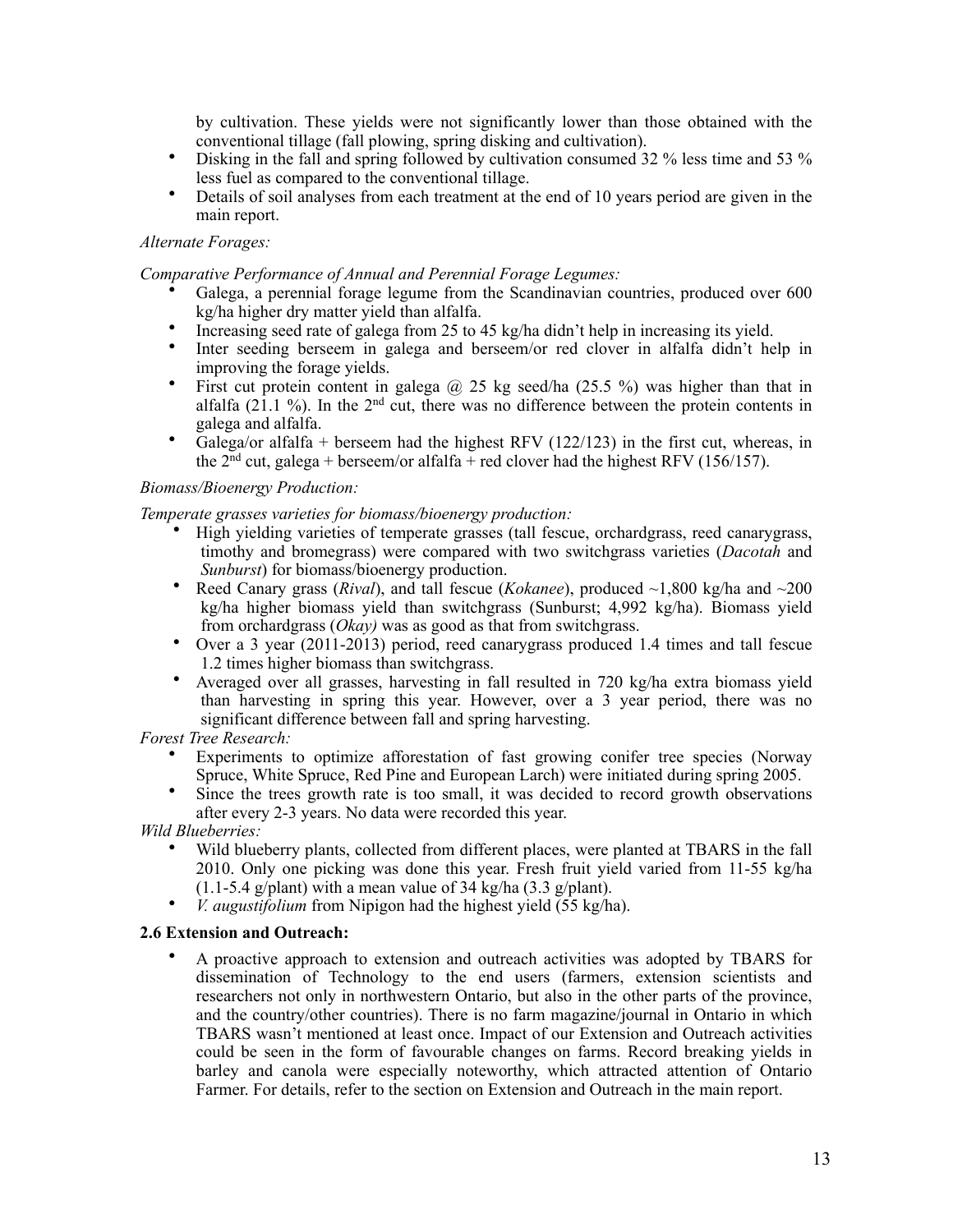by cultivation. These yields were not significantly lower than those obtained with the conventional tillage (fall plowing, spring disking and cultivation).

- Disking in the fall and spring followed by cultivation consumed 32 % less time and 53 % less fuel as compared to the conventional tillage.
- Details of soil analyses from each treatment at the end of 10 years period are given in the main report.

*Alternate Forages:*

*Comparative Performance of Annual and Perennial Forage Legumes:*

- Galega, a perennial forage legume from the Scandinavian countries, produced over 600 kg/ha higher dry matter yield than alfalfa.
- Increasing seed rate of galega from 25 to 45 kg/ha didn't help in increasing its yield.
- Inter seeding berseem in galega and berseem/or red clover in alfalfa didn't help in improving the forage yields.
- First cut protein content in galega @ 25 kg seed/ha (25.5 %) was higher than that in alfalfa (21.1 %). In the 2nd cut, there was no difference between the protein contents in galega and alfalfa.
- Galega/or alfalfa + berseem had the highest RFV (122/123) in the first cut, whereas, in the 2nd cut, galega + berseem/or alfalfa + red clover had the highest RFV (156/157).

*Biomass/Bioenergy Production:*

*Temperate grasses varieties for biomass/bioenergy production:*

- High yielding varieties of temperate grasses (tall fescue, orchardgrass, reed canarygrass, timothy and bromegrass) were compared with two switchgrass varieties (*Dacotah* and *Sunburst*) for biomass/bioenergy production.
- Reed Canary grass (*Rival*), and tall fescue (*Kokanee*), produced ~1,800 kg/ha and ~200 kg/ha higher biomass yield than switchgrass (Sunburst; 4,992 kg/ha). Biomass yield from orchardgrass (*Okay)* was as good as that from switchgrass.
- Over a 3 year (2011-2013) period, reed canarygrass produced 1.4 times and tall fescue 1.2 times higher biomass than switchgrass.
- Averaged over all grasses, harvesting in fall resulted in 720 kg/ha extra biomass yield than harvesting in spring this year. However, over a 3 year period, there was no significant difference between fall and spring harvesting.

*Forest Tree Research:*

- Experiments to optimize afforestation of fast growing conifer tree species (Norway Spruce, White Spruce, Red Pine and European Larch) were initiated during spring 2005.
- Since the trees growth rate is too small, it was decided to record growth observations after every 2-3 years. No data were recorded this year.

*Wild Blueberries:*

- Wild blueberry plants, collected from different places, were planted at TBARS in the fall 2010. Only one picking was done this year. Fresh fruit yield varied from 11-55 kg/ha (1.1-5.4 g/plant) with a mean value of 34 kg/ha (3.3 g/plant).
- *V. augustifolium* from Nipigon had the highest yield (55 kg/ha).

**2.6 Extension and Outreach:**

- A proactive approach to extension and outreach activities was adopted by TBARS for dissemination of Technology to the end users (farmers, extension scientists and researchers not only in northwestern Ontario, but also in the other parts of the province, and the country/other countries). There is no farm magazine/journal in Ontario in which TBARS wasn't mentioned at least once. Impact of our Extension and Outreach activities could be seen in the form of favourable changes on farms. Record breaking yields in barley and canola were especially noteworthy, which attracted attention of Ontario Farmer. For details, refer to the section on Extension and Outreach in the main report.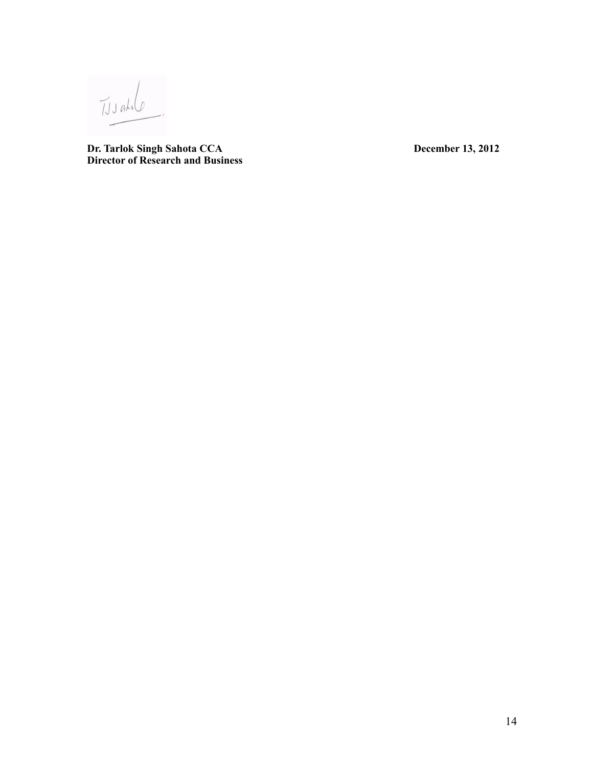**Dr. Tarlok Singh Sahota CCA** **December 13, 2012**
**Director of Research and Business**